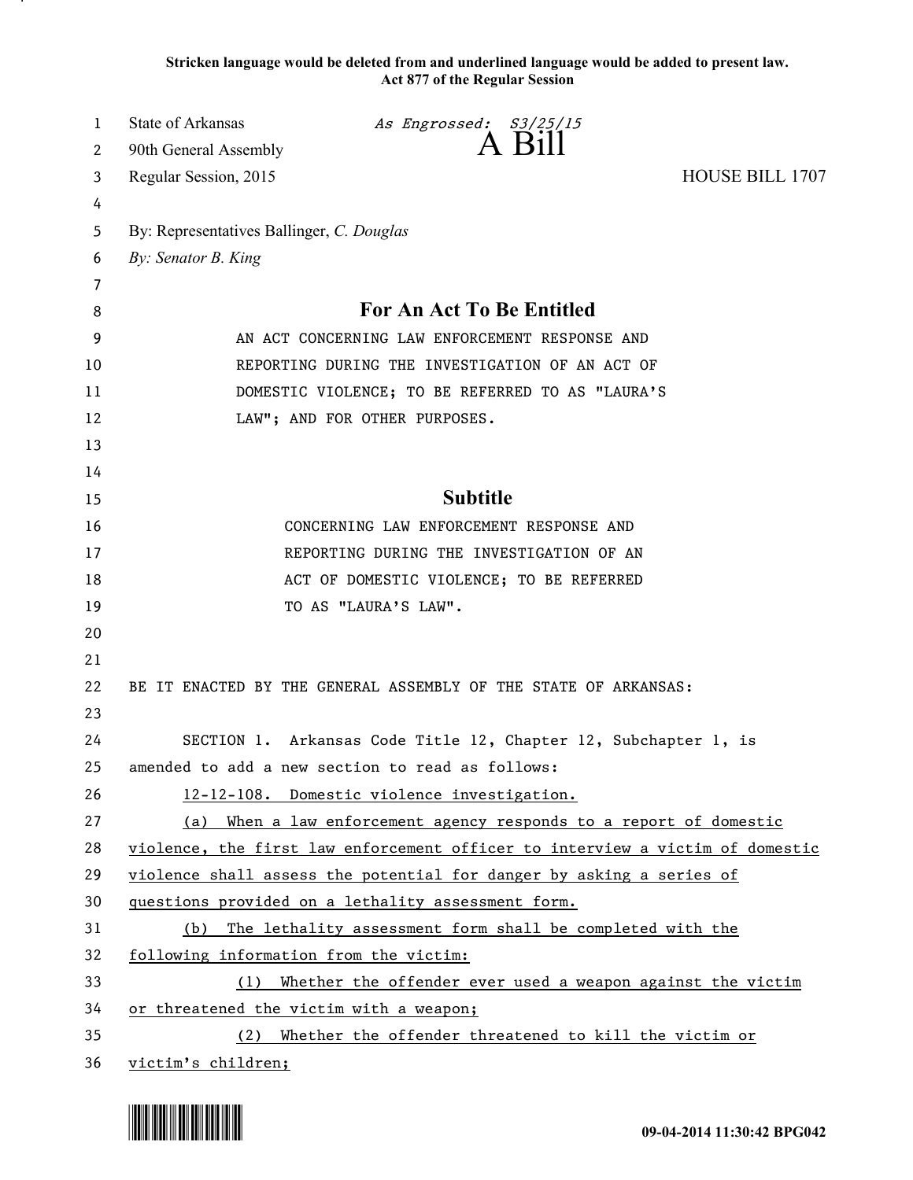**Stricken language would be deleted from and underlined language would be added to present law.**
**Act 877 of the Regular Session**

State of Arkansas *As Engrossed: S3/25/15*
90th General Assembly **A Bill**
Regular Session, 2015 HOUSE BILL 1707

By: Representatives Ballinger, *C. Douglas*
*By: Senator B. King*

## For An Act To Be Entitled

AN ACT CONCERNING LAW ENFORCEMENT RESPONSE AND REPORTING DURING THE INVESTIGATION OF AN ACT OF DOMESTIC VIOLENCE; TO BE REFERRED TO AS "LAURA'S LAW"; AND FOR OTHER PURPOSES.

## Subtitle

CONCERNING LAW ENFORCEMENT RESPONSE AND REPORTING DURING THE INVESTIGATION OF AN ACT OF DOMESTIC VIOLENCE; TO BE REFERRED TO AS "LAURA'S LAW".

BE IT ENACTED BY THE GENERAL ASSEMBLY OF THE STATE OF ARKANSAS:

SECTION 1. Arkansas Code Title 12, Chapter 12, Subchapter 1, is amended to add a new section to read as follows:

<u>12-12-108. Domestic violence investigation.</u>

<u>(a) When a law enforcement agency responds to a report of domestic violence, the first law enforcement officer to interview a victim of domestic violence shall assess the potential for danger by asking a series of questions provided on a lethality assessment form.</u>

<u>(b) The lethality assessment form shall be completed with the following information from the victim:</u>

<u>(1) Whether the offender ever used a weapon against the victim or threatened the victim with a weapon;</u>

<u>(2) Whether the offender threatened to kill the victim or victim's children;</u>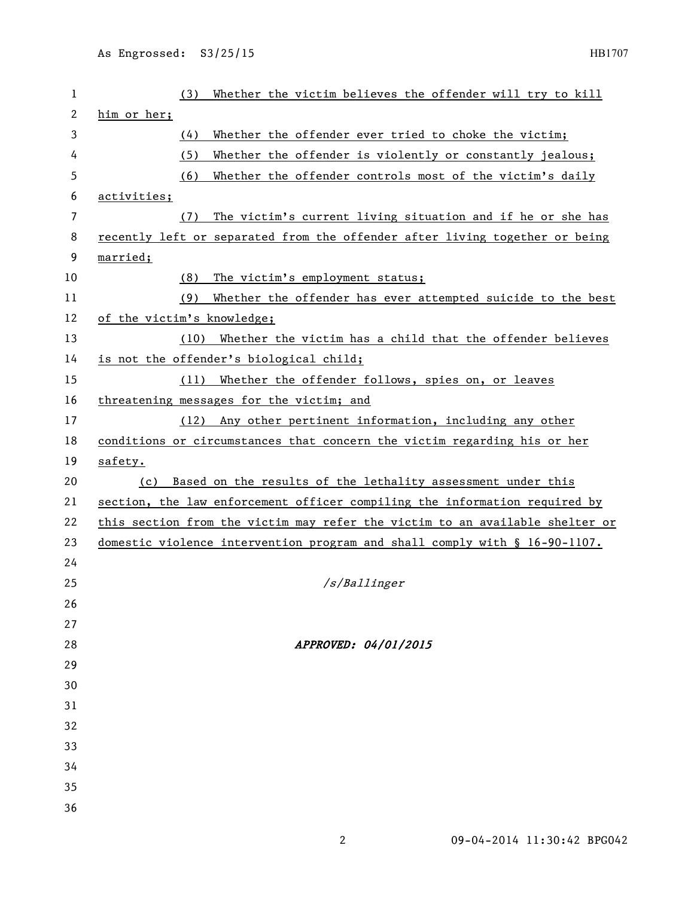(3) Whether the victim believes the offender will try to kill him or her;

(4) Whether the offender ever tried to choke the victim;

(5) Whether the offender is violently or constantly jealous;

(6) Whether the offender controls most of the victim's daily activities;

(7) The victim's current living situation and if he or she has recently left or separated from the offender after living together or being married;

(8) The victim's employment status;

(9) Whether the offender has ever attempted suicide to the best of the victim's knowledge;

(10) Whether the victim has a child that the offender believes is not the offender's biological child;

(11) Whether the offender follows, spies on, or leaves threatening messages for the victim; and

(12) Any other pertinent information, including any other conditions or circumstances that concern the victim regarding his or her safety.

(c) Based on the results of the lethality assessment under this section, the law enforcement officer compiling the information required by this section from the victim may refer the victim to an available shelter or domestic violence intervention program and shall comply with § 16-90-1107.

*/s/Ballinger*

***APPROVED: 04/01/2015***